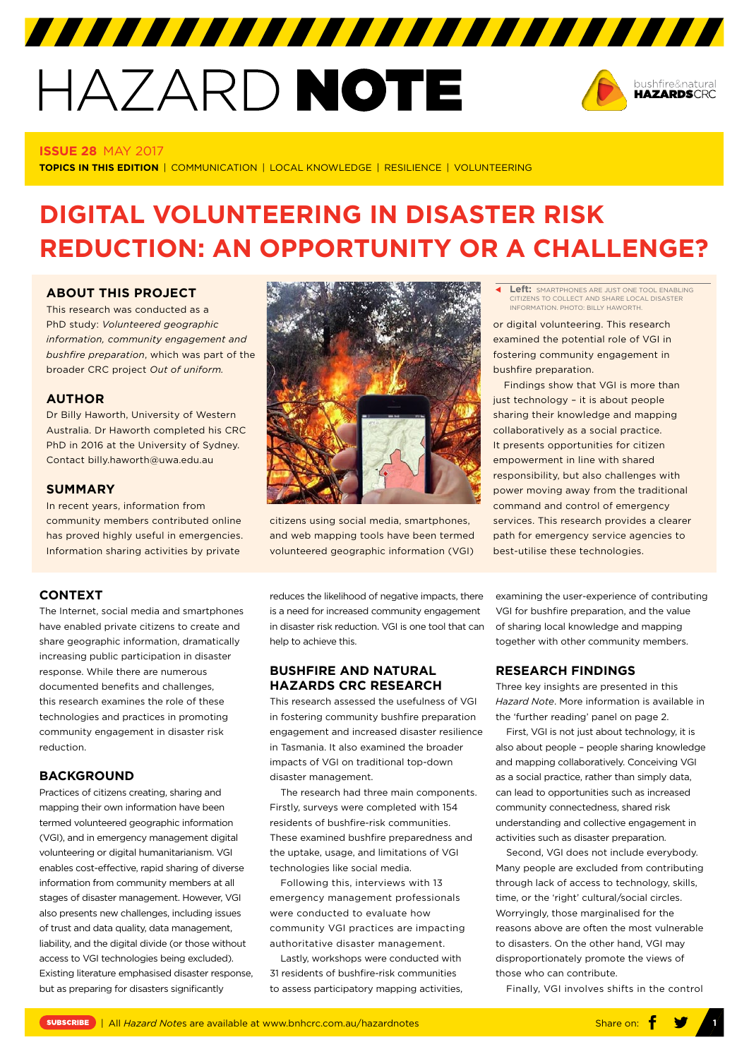# HAZARD NOTE

**ISSUE 28** MAY 2017

**TOPICS IN THIS EDITION** | COMMUNICATION | LOCAL KNOWLEDGE | RESILIENCE | VOLUNTEERING

# DIGITAL VOLUNTEERING IN DISASTER RISK REDUCTION: AN OPPORTUNITY OR A CHALLENGE?

## ABOUT THIS PROJECT

This research was conducted as a PhD study: *Volunteered geographic information, community engagement and bushfire preparation*, which was part of the broader CRC project *Out of uniform.*

## AUTHOR

Dr Billy Haworth, University of Western Australia. Dr Haworth completed his CRC PhD in 2016 at the University of Sydney. Contact billy.haworth@uwa.edu.au

## SUMMARY

In recent years, information from community members contributed online has proved highly useful in emergencies. Information sharing activities by private citizens using social media, smartphones, and web mapping tools have been termed volunteered geographic information (VGI) or digital volunteering. This research examined the potential role of VGI in fostering community engagement in bushfire preparation.

Findings show that VGI is more than just technology – it is about people sharing their knowledge and mapping collaboratively as a social practice. It presents opportunities for citizen empowerment in line with shared responsibility, but also challenges with power moving away from the traditional command and control of emergency services. This research provides a clearer path for emergency service agencies to best-utilise these technologies.

**Left:** SMARTPHONES ARE JUST ONE TOOL ENABLING CITIZENS TO COLLECT AND SHARE LOCAL DISASTER INFORMATION. PHOTO: BILLY HAWORTH.

## CONTEXT

The Internet, social media and smartphones have enabled private citizens to create and share geographic information, dramatically increasing public participation in disaster response. While there are numerous documented benefits and challenges, this research examines the role of these technologies and practices in promoting community engagement in disaster risk reduction.

## BACKGROUND

Practices of citizens creating, sharing and mapping their own information have been termed volunteered geographic information (VGI), and in emergency management digital volunteering or digital humanitarianism. VGI enables cost-effective, rapid sharing of diverse information from community members at all stages of disaster management. However, VGI also presents new challenges, including issues of trust and data quality, data management, liability, and the digital divide (or those without access to VGI technologies being excluded). Existing literature emphasised disaster response, but as preparing for disasters significantly reduces the likelihood of negative impacts, there is a need for increased community engagement in disaster risk reduction. VGI is one tool that can help to achieve this.

## BUSHFIRE AND NATURAL HAZARDS CRC RESEARCH

This research assessed the usefulness of VGI in fostering community bushfire preparation engagement and increased disaster resilience in Tasmania. It also examined the broader impacts of VGI on traditional top-down disaster management.

The research had three main components. Firstly, surveys were completed with 154 residents of bushfire-risk communities. These examined bushfire preparedness and the uptake, usage, and limitations of VGI technologies like social media.

Following this, interviews with 13 emergency management professionals were conducted to evaluate how community VGI practices are impacting authoritative disaster management.

Lastly, workshops were conducted with 31 residents of bushfire-risk communities to assess participatory mapping activities, examining the user-experience of contributing VGI for bushfire preparation, and the value of sharing local knowledge and mapping together with other community members.

## RESEARCH FINDINGS

Three key insights are presented in this *Hazard Note*. More information is available in the 'further reading' panel on page 2.

First, VGI is not just about technology, it is also about people – people sharing knowledge and mapping collaboratively. Conceiving VGI as a social practice, rather than simply data, can lead to opportunities such as increased community connectedness, shared risk understanding and collective engagement in activities such as disaster preparation.

Second, VGI does not include everybody. Many people are excluded from contributing through lack of access to technology, skills, time, or the 'right' cultural/social circles. Worryingly, those marginalised for the reasons above are often the most vulnerable to disasters. On the other hand, VGI may disproportionately promote the views of those who can contribute.

Finally, VGI involves shifts in the control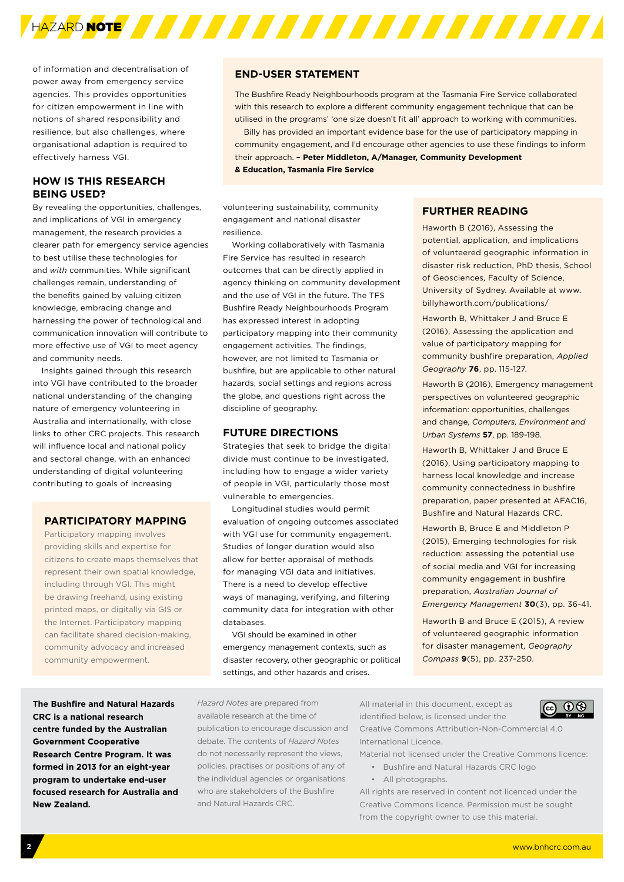of information and decentralisation of power away from emergency service agencies. This provides opportunities for citizen empowerment in line with notions of shared responsibility and resilience, but also challenges, where organisational adaption is required to effectively harness VGI.

## HOW IS THIS RESEARCH BEING USED?

By revealing the opportunities, challenges, and implications of VGI in emergency management, the research provides a clearer path for emergency service agencies to best utilise these technologies for and *with* communities. While significant challenges remain, understanding of the benefits gained by valuing citizen knowledge, embracing change and harnessing the power of technological and communication innovation will contribute to more effective use of VGI to meet agency and community needs.

Insights gained through this research into VGI have contributed to the broader national understanding of the changing nature of emergency volunteering in Australia and internationally, with close links to other CRC projects. This research will influence local and national policy and sectoral change, with an enhanced understanding of digital volunteering contributing to goals of increasing volunteering sustainability, community engagement and national disaster resilience.

Working collaboratively with Tasmania Fire Service has resulted in research outcomes that can be directly applied in agency thinking on community development and the use of VGI in the future. The TFS Bushfire Ready Neighbourhoods Program has expressed interest in adopting participatory mapping into their community engagement activities. The findings, however, are not limited to Tasmania or bushfire, but are applicable to other natural hazards, social settings and regions across the globe, and questions right across the discipline of geography.

## PARTICIPATORY MAPPING

Participatory mapping involves providing skills and expertise for citizens to create maps themselves that represent their own spatial knowledge, including through VGI. This might be drawing freehand, using existing printed maps, or digitally via GIS or the Internet. Participatory mapping can facilitate shared decision-making, community advocacy and increased community empowerment.

## END-USER STATEMENT

The Bushfire Ready Neighbourhoods program at the Tasmania Fire Service collaborated with this research to explore a different community engagement technique that can be utilised in the programs' 'one size doesn't fit all' approach to working with communities.

Billy has provided an important evidence base for the use of participatory mapping in community engagement, and I'd encourage other agencies to use these findings to inform their approach. **– Peter Middleton, A/Manager, Community Development & Education, Tasmania Fire Service**

## FUTURE DIRECTIONS

Strategies that seek to bridge the digital divide must continue to be investigated, including how to engage a wider variety of people in VGI, particularly those most vulnerable to emergencies.

Longitudinal studies would permit evaluation of ongoing outcomes associated with VGI use for community engagement. Studies of longer duration would also allow for better appraisal of methods for managing VGI data and initiatives. There is a need to develop effective ways of managing, verifying, and filtering community data for integration with other databases.

VGI should be examined in other emergency management contexts, such as disaster recovery, other geographic or political settings, and other hazards and crises.

## FURTHER READING

Haworth B (2016), Assessing the potential, application, and implications of volunteered geographic information in disaster risk reduction, PhD thesis, School of Geosciences, Faculty of Science, University of Sydney. Available at www.billyhaworth.com/publications/

Haworth B, Whittaker J and Bruce E (2016), Assessing the application and value of participatory mapping for community bushfire preparation, *Applied Geography* **76**, pp. 115-127.

Haworth B (2016), Emergency management perspectives on volunteered geographic information: opportunities, challenges and change, *Computers, Environment and Urban Systems* **57**, pp. 189-198.

Haworth B, Whittaker J and Bruce E (2016), Using participatory mapping to harness local knowledge and increase community connectedness in bushfire preparation, paper presented at AFAC16, Bushfire and Natural Hazards CRC.

Haworth B, Bruce E and Middleton P (2015), Emerging technologies for risk reduction: assessing the potential use of social media and VGI for increasing community engagement in bushfire preparation, *Australian Journal of Emergency Management* **30**(3), pp. 36-41.

Haworth B and Bruce E (2015), A review of volunteered geographic information for disaster management, *Geography Compass* **9**(5), pp. 237-250.

**The Bushfire and Natural Hazards CRC is a national research centre funded by the Australian Government Cooperative Research Centre Program. It was formed in 2013 for an eight-year program to undertake end-user focused research for Australia and New Zealand.**

*Hazard Notes* are prepared from available research at the time of publication to encourage discussion and debate. The contents of *Hazard Notes* do not necessarily represent the views, policies, practises or positions of any of the individual agencies or organisations who are stakeholders of the Bushfire and Natural Hazards CRC.

All material in this document, except as identified below, is licensed under the Creative Commons Attribution-Non-Commercial 4.0 International Licence.

Material not licensed under the Creative Commons licence:

- Bushfire and Natural Hazards CRC logo
- All photographs.

All rights are reserved in content not licenced under the Creative Commons licence. Permission must be sought from the copyright owner to use this material.

www.bnhcrc.com.au